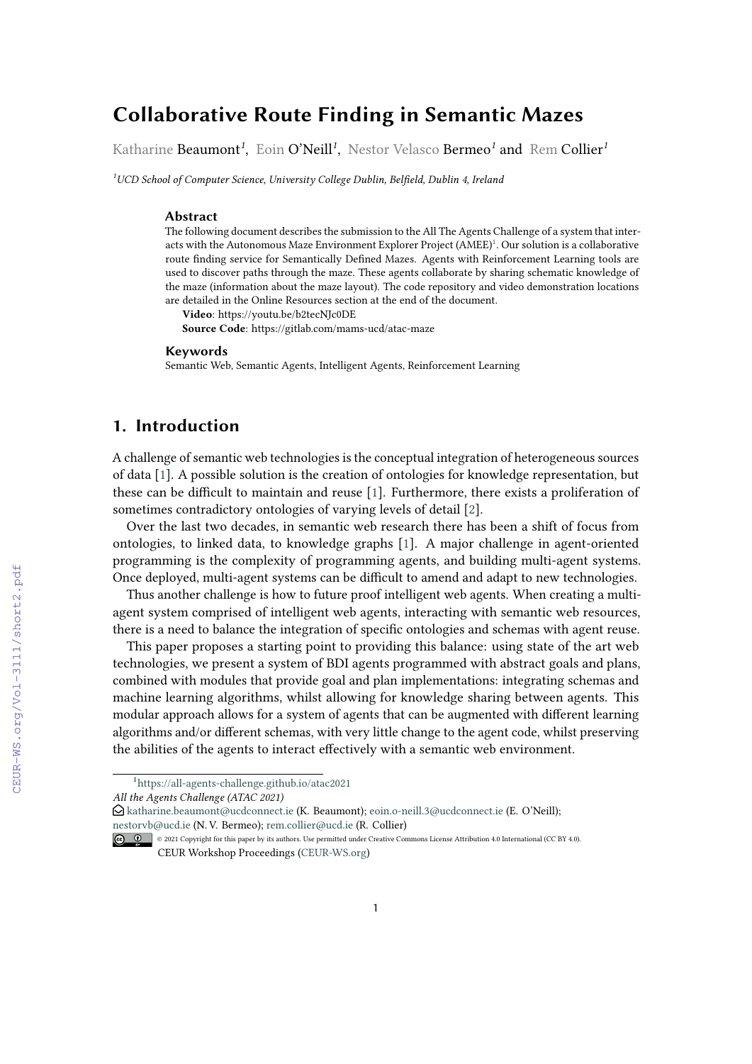# Collaborative Route Finding in Semantic Mazes

Katharine Beaumont[1], Eoin O'Neill[1], Nestor Velasco Bermeo[1] and Rem Collier[1]

[1]UCD School of Computer Science, University College Dublin, Belfield, Dublin 4, Ireland

### Abstract

The following document describes the submission to the All The Agents Challenge of a system that interacts with the Autonomous Maze Environment Explorer Project (AMEE)[1]. Our solution is a collaborative route finding service for Semantically Defined Mazes. Agents with Reinforcement Learning tools are used to discover paths through the maze. These agents collaborate by sharing schematic knowledge of the maze (information about the maze layout). The code repository and video demonstration locations are detailed in the Online Resources section at the end of the document.

**Video**: https://youtu.be/b2tecNJc0DE

**Source Code**: https://gitlab.com/mams-ucd/atac-maze

### Keywords

Semantic Web, Semantic Agents, Intelligent Agents, Reinforcement Learning

## 1. Introduction

A challenge of semantic web technologies is the conceptual integration of heterogeneous sources of data [1]. A possible solution is the creation of ontologies for knowledge representation, but these can be difficult to maintain and reuse [1]. Furthermore, there exists a proliferation of sometimes contradictory ontologies of varying levels of detail [2].

Over the last two decades, in semantic web research there has been a shift of focus from ontologies, to linked data, to knowledge graphs [1]. A major challenge in agent-oriented programming is the complexity of programming agents, and building multi-agent systems. Once deployed, multi-agent systems can be difficult to amend and adapt to new technologies.

Thus another challenge is how to future proof intelligent web agents. When creating a multi-agent system comprised of intelligent web agents, interacting with semantic web resources, there is a need to balance the integration of specific ontologies and schemas with agent reuse.

This paper proposes a starting point to providing this balance: using state of the art web technologies, we present a system of BDI agents programmed with abstract goals and plans, combined with modules that provide goal and plan implementations: integrating schemas and machine learning algorithms, whilst allowing for knowledge sharing between agents. This modular approach allows for a system of agents that can be augmented with different learning algorithms and/or different schemas, with very little change to the agent code, whilst preserving the abilities of the agents to interact effectively with a semantic web environment.

[1]https://all-agents-challenge.github.io/atac2021

*All the Agents Challenge (ATAC 2021)*

katharine.beaumont@ucdconnect.ie (K. Beaumont); eoin.o-neill.3@ucdconnect.ie (E. O'Neill); nestorvb@ucd.ie (N. V. Bermeo); rem.collier@ucd.ie (R. Collier)

© 2021 Copyright for this paper by its authors. Use permitted under Creative Commons License Attribution 4.0 International (CC BY 4.0).

CEUR Workshop Proceedings (CEUR-WS.org)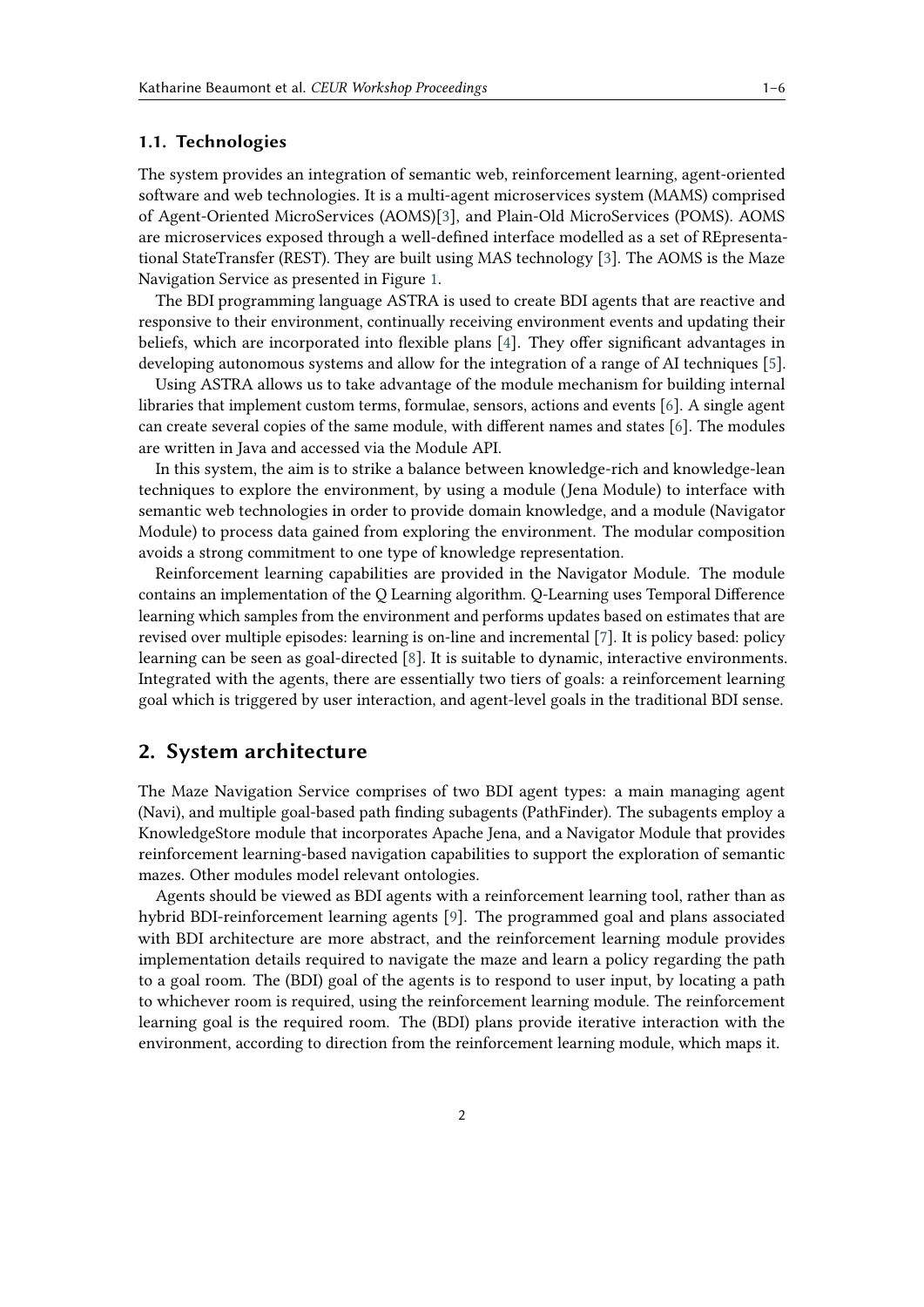### 1.1. Technologies

The system provides an integration of semantic web, reinforcement learning, agent-oriented software and web technologies. It is a multi-agent microservices system (MAMS) comprised of Agent-Oriented MicroServices (AOMS)[3], and Plain-Old MicroServices (POMS). AOMS are microservices exposed through a well-defined interface modelled as a set of REpresentational StateTransfer (REST). They are built using MAS technology [3]. The AOMS is the Maze Navigation Service as presented in Figure 1.

The BDI programming language ASTRA is used to create BDI agents that are reactive and responsive to their environment, continually receiving environment events and updating their beliefs, which are incorporated into flexible plans [4]. They offer significant advantages in developing autonomous systems and allow for the integration of a range of AI techniques [5].

Using ASTRA allows us to take advantage of the module mechanism for building internal libraries that implement custom terms, formulae, sensors, actions and events [6]. A single agent can create several copies of the same module, with different names and states [6]. The modules are written in Java and accessed via the Module API.

In this system, the aim is to strike a balance between knowledge-rich and knowledge-lean techniques to explore the environment, by using a module (Jena Module) to interface with semantic web technologies in order to provide domain knowledge, and a module (Navigator Module) to process data gained from exploring the environment. The modular composition avoids a strong commitment to one type of knowledge representation.

Reinforcement learning capabilities are provided in the Navigator Module. The module contains an implementation of the Q Learning algorithm. Q-Learning uses Temporal Difference learning which samples from the environment and performs updates based on estimates that are revised over multiple episodes: learning is on-line and incremental [7]. It is policy based: policy learning can be seen as goal-directed [8]. It is suitable to dynamic, interactive environments. Integrated with the agents, there are essentially two tiers of goals: a reinforcement learning goal which is triggered by user interaction, and agent-level goals in the traditional BDI sense.

## 2. System architecture

The Maze Navigation Service comprises of two BDI agent types: a main managing agent (Navi), and multiple goal-based path finding subagents (PathFinder). The subagents employ a KnowledgeStore module that incorporates Apache Jena, and a Navigator Module that provides reinforcement learning-based navigation capabilities to support the exploration of semantic mazes. Other modules model relevant ontologies.

Agents should be viewed as BDI agents with a reinforcement learning tool, rather than as hybrid BDI-reinforcement learning agents [9]. The programmed goal and plans associated with BDI architecture are more abstract, and the reinforcement learning module provides implementation details required to navigate the maze and learn a policy regarding the path to a goal room. The (BDI) goal of the agents is to respond to user input, by locating a path to whichever room is required, using the reinforcement learning module. The reinforcement learning goal is the required room. The (BDI) plans provide iterative interaction with the environment, according to direction from the reinforcement learning module, which maps it.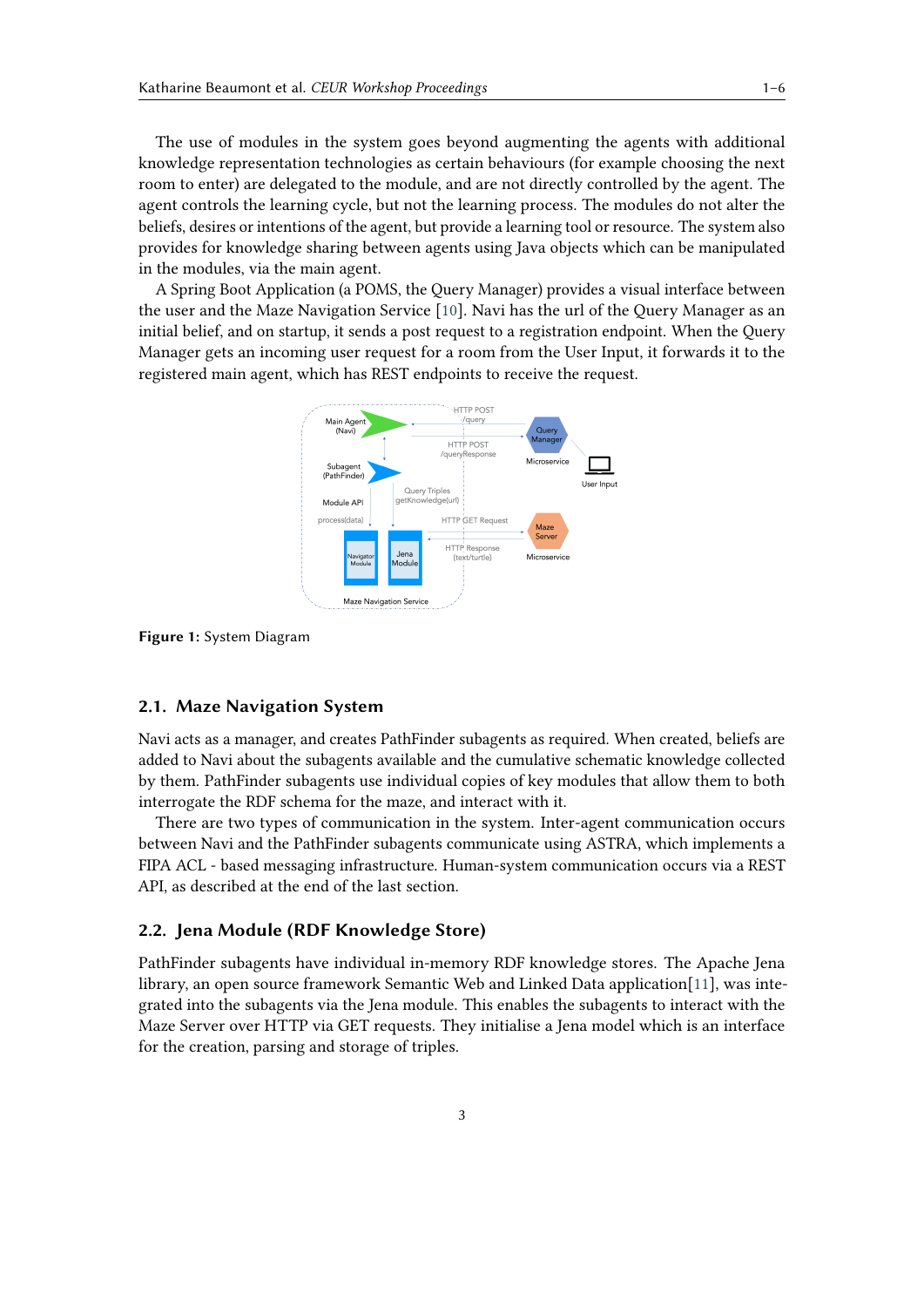The use of modules in the system goes beyond augmenting the agents with additional knowledge representation technologies as certain behaviours (for example choosing the next room to enter) are delegated to the module, and are not directly controlled by the agent. The agent controls the learning cycle, but not the learning process. The modules do not alter the beliefs, desires or intentions of the agent, but provide a learning tool or resource. The system also provides for knowledge sharing between agents using Java objects which can be manipulated in the modules, via the main agent.

A Spring Boot Application (a POMS, the Query Manager) provides a visual interface between the user and the Maze Navigation Service [10]. Navi has the url of the Query Manager as an initial belief, and on startup, it sends a post request to a registration endpoint. When the Query Manager gets an incoming user request for a room from the User Input, it forwards it to the registered main agent, which has REST endpoints to receive the request.

**Figure 1:** System Diagram

## 2.1. Maze Navigation System

Navi acts as a manager, and creates PathFinder subagents as required. When created, beliefs are added to Navi about the subagents available and the cumulative schematic knowledge collected by them. PathFinder subagents use individual copies of key modules that allow them to both interrogate the RDF schema for the maze, and interact with it.

There are two types of communication in the system. Inter-agent communication occurs between Navi and the PathFinder subagents communicate using ASTRA, which implements a FIPA ACL - based messaging infrastructure. Human-system communication occurs via a REST API, as described at the end of the last section.

## 2.2. Jena Module (RDF Knowledge Store)

PathFinder subagents have individual in-memory RDF knowledge stores. The Apache Jena library, an open source framework Semantic Web and Linked Data application[11], was integrated into the subagents via the Jena module. This enables the subagents to interact with the Maze Server over HTTP via GET requests. They initialise a Jena model which is an interface for the creation, parsing and storage of triples.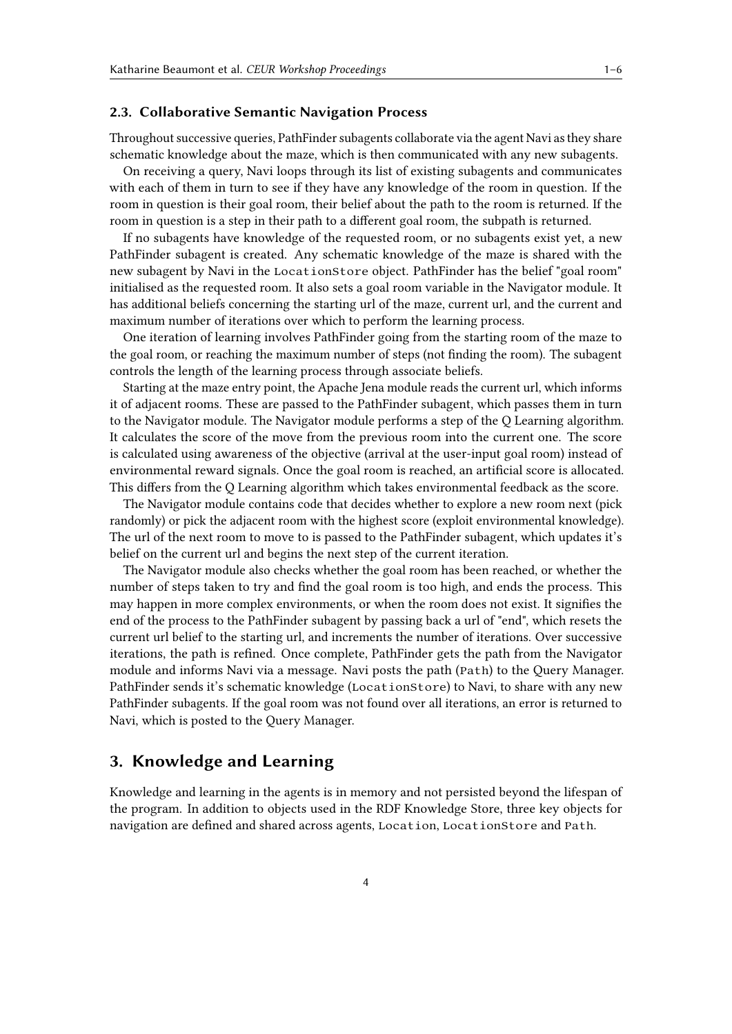### 2.3. Collaborative Semantic Navigation Process

Throughout successive queries, PathFinder subagents collaborate via the agent Navi as they share schematic knowledge about the maze, which is then communicated with any new subagents.

On receiving a query, Navi loops through its list of existing subagents and communicates with each of them in turn to see if they have any knowledge of the room in question. If the room in question is their goal room, their belief about the path to the room is returned. If the room in question is a step in their path to a different goal room, the subpath is returned.

If no subagents have knowledge of the requested room, or no subagents exist yet, a new PathFinder subagent is created. Any schematic knowledge of the maze is shared with the new subagent by Navi in the `LocationStore` object. PathFinder has the belief "goal room" initialised as the requested room. It also sets a goal room variable in the Navigator module. It has additional beliefs concerning the starting url of the maze, current url, and the current and maximum number of iterations over which to perform the learning process.

One iteration of learning involves PathFinder going from the starting room of the maze to the goal room, or reaching the maximum number of steps (not finding the room). The subagent controls the length of the learning process through associate beliefs.

Starting at the maze entry point, the Apache Jena module reads the current url, which informs it of adjacent rooms. These are passed to the PathFinder subagent, which passes them in turn to the Navigator module. The Navigator module performs a step of the Q Learning algorithm. It calculates the score of the move from the previous room into the current one. The score is calculated using awareness of the objective (arrival at the user-input goal room) instead of environmental reward signals. Once the goal room is reached, an artificial score is allocated. This differs from the Q Learning algorithm which takes environmental feedback as the score.

The Navigator module contains code that decides whether to explore a new room next (pick randomly) or pick the adjacent room with the highest score (exploit environmental knowledge). The url of the next room to move to is passed to the PathFinder subagent, which updates it's belief on the current url and begins the next step of the current iteration.

The Navigator module also checks whether the goal room has been reached, or whether the number of steps taken to try and find the goal room is too high, and ends the process. This may happen in more complex environments, or when the room does not exist. It signifies the end of the process to the PathFinder subagent by passing back a url of "end", which resets the current url belief to the starting url, and increments the number of iterations. Over successive iterations, the path is refined. Once complete, PathFinder gets the path from the Navigator module and informs Navi via a message. Navi posts the path (`Path`) to the Query Manager. PathFinder sends it's schematic knowledge (`LocationStore`) to Navi, to share with any new PathFinder subagents. If the goal room was not found over all iterations, an error is returned to Navi, which is posted to the Query Manager.

## 3. Knowledge and Learning

Knowledge and learning in the agents is in memory and not persisted beyond the lifespan of the program. In addition to objects used in the RDF Knowledge Store, three key objects for navigation are defined and shared across agents, `Location`, `LocationStore` and `Path`.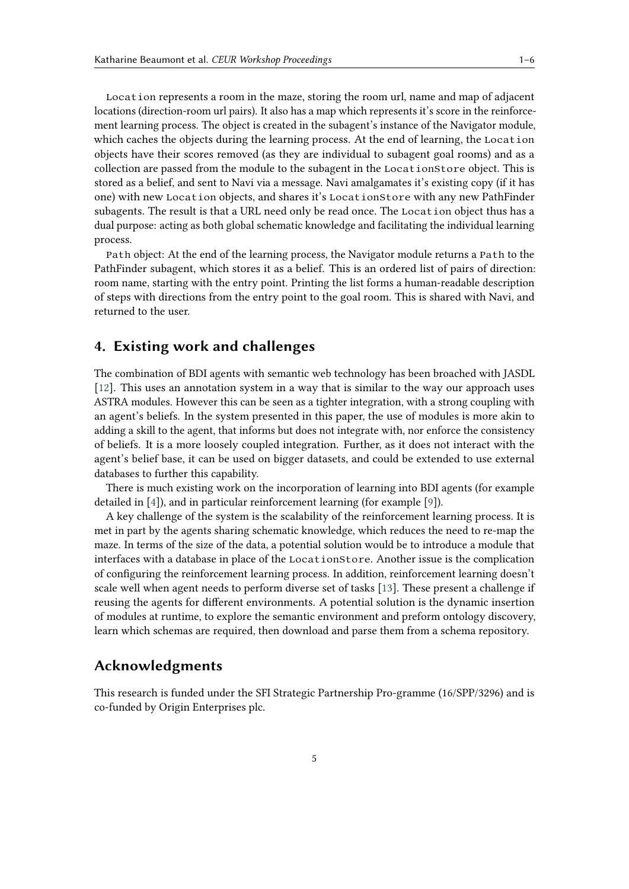`Location` represents a room in the maze, storing the room url, name and map of adjacent locations (direction-room url pairs). It also has a map which represents it's score in the reinforcement learning process. The object is created in the subagent's instance of the Navigator module, which caches the objects during the learning process. At the end of learning, the `Location` objects have their scores removed (as they are individual to subagent goal rooms) and as a collection are passed from the module to the subagent in the `LocationStore` object. This is stored as a belief, and sent to Navi via a message. Navi amalgamates it's existing copy (if it has one) with new `Location` objects, and shares it's `LocationStore` with any new PathFinder subagents. The result is that a URL need only be read once. The `Location` object thus has a dual purpose: acting as both global schematic knowledge and facilitating the individual learning process.

`Path` object: At the end of the learning process, the Navigator module returns a `Path` to the PathFinder subagent, which stores it as a belief. This is an ordered list of pairs of direction: room name, starting with the entry point. Printing the list forms a human-readable description of steps with directions from the entry point to the goal room. This is shared with Navi, and returned to the user.

## 4. Existing work and challenges

The combination of BDI agents with semantic web technology has been broached with JASDL [12]. This uses an annotation system in a way that is similar to the way our approach uses ASTRA modules. However this can be seen as a tighter integration, with a strong coupling with an agent's beliefs. In the system presented in this paper, the use of modules is more akin to adding a skill to the agent, that informs but does not integrate with, nor enforce the consistency of beliefs. It is a more loosely coupled integration. Further, as it does not interact with the agent's belief base, it can be used on bigger datasets, and could be extended to use external databases to further this capability.

There is much existing work on the incorporation of learning into BDI agents (for example detailed in [4]), and in particular reinforcement learning (for example [9]).

A key challenge of the system is the scalability of the reinforcement learning process. It is met in part by the agents sharing schematic knowledge, which reduces the need to re-map the maze. In terms of the size of the data, a potential solution would be to introduce a module that interfaces with a database in place of the `LocationStore`. Another issue is the complication of configuring the reinforcement learning process. In addition, reinforcement learning doesn't scale well when agent needs to perform diverse set of tasks [13]. These present a challenge if reusing the agents for different environments. A potential solution is the dynamic insertion of modules at runtime, to explore the semantic environment and preform ontology discovery, learn which schemas are required, then download and parse them from a schema repository.

## Acknowledgments

This research is funded under the SFI Strategic Partnership Pro-gramme (16/SPP/3296) and is co-funded by Origin Enterprises plc.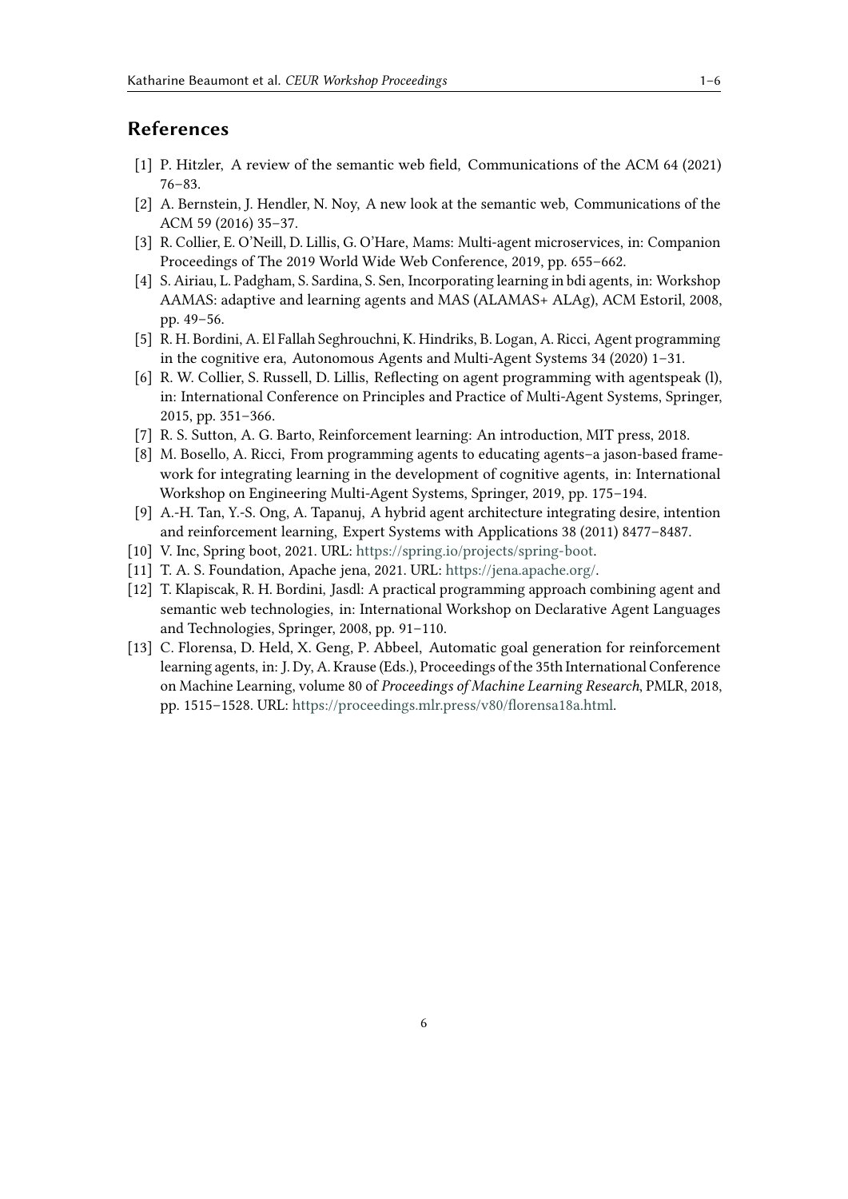## References

[1] P. Hitzler, A review of the semantic web field, Communications of the ACM 64 (2021) 76–83.

[2] A. Bernstein, J. Hendler, N. Noy, A new look at the semantic web, Communications of the ACM 59 (2016) 35–37.

[3] R. Collier, E. O'Neill, D. Lillis, G. O'Hare, Mams: Multi-agent microservices, in: Companion Proceedings of The 2019 World Wide Web Conference, 2019, pp. 655–662.

[4] S. Airiau, L. Padgham, S. Sardina, S. Sen, Incorporating learning in bdi agents, in: Workshop AAMAS: adaptive and learning agents and MAS (ALAMAS+ ALAg), ACM Estoril, 2008, pp. 49–56.

[5] R. H. Bordini, A. El Fallah Seghrouchni, K. Hindriks, B. Logan, A. Ricci, Agent programming in the cognitive era, Autonomous Agents and Multi-Agent Systems 34 (2020) 1–31.

[6] R. W. Collier, S. Russell, D. Lillis, Reflecting on agent programming with agentspeak (l), in: International Conference on Principles and Practice of Multi-Agent Systems, Springer, 2015, pp. 351–366.

[7] R. S. Sutton, A. G. Barto, Reinforcement learning: An introduction, MIT press, 2018.

[8] M. Bosello, A. Ricci, From programming agents to educating agents–a jason-based framework for integrating learning in the development of cognitive agents, in: International Workshop on Engineering Multi-Agent Systems, Springer, 2019, pp. 175–194.

[9] A.-H. Tan, Y.-S. Ong, A. Tapanuj, A hybrid agent architecture integrating desire, intention and reinforcement learning, Expert Systems with Applications 38 (2011) 8477–8487.

[10] V. Inc, Spring boot, 2021. URL: https://spring.io/projects/spring-boot.

[11] T. A. S. Foundation, Apache jena, 2021. URL: https://jena.apache.org/.

[12] T. Klapiscak, R. H. Bordini, Jasdl: A practical programming approach combining agent and semantic web technologies, in: International Workshop on Declarative Agent Languages and Technologies, Springer, 2008, pp. 91–110.

[13] C. Florensa, D. Held, X. Geng, P. Abbeel, Automatic goal generation for reinforcement learning agents, in: J. Dy, A. Krause (Eds.), Proceedings of the 35th International Conference on Machine Learning, volume 80 of *Proceedings of Machine Learning Research*, PMLR, 2018, pp. 1515–1528. URL: https://proceedings.mlr.press/v80/florensa18a.html.